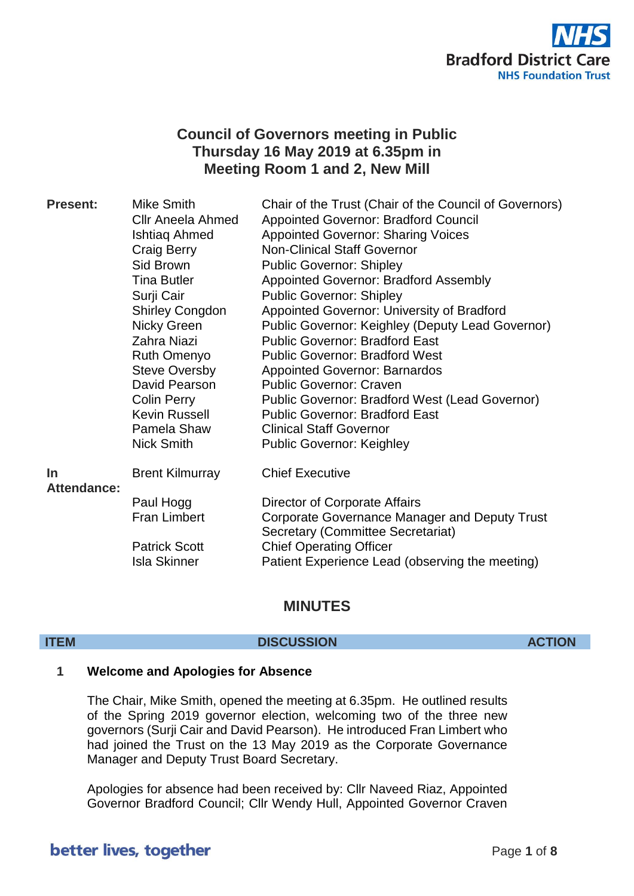# Council of Governors meeting in Public
## Thursday 16 May 2019 at 6.35pm in Meeting Room 1 and 2, New Mill

| | | |
|---|---|---|
| **Present:** | Mike Smith | Chair of the Trust (Chair of the Council of Governors) |
| | Cllr Aneela Ahmed | Appointed Governor: Bradford Council |
| | Ishtiaq Ahmed | Appointed Governor: Sharing Voices |
| | Craig Berry | Non-Clinical Staff Governor |
| | Sid Brown | Public Governor: Shipley |
| | Tina Butler | Appointed Governor: Bradford Assembly |
| | Surji Cair | Public Governor: Shipley |
| | Shirley Congdon | Appointed Governor: University of Bradford |
| | Nicky Green | Public Governor: Keighley (Deputy Lead Governor) |
| | Zahra Niazi | Public Governor: Bradford East |
| | Ruth Omenyo | Public Governor: Bradford West |
| | Steve Oversby | Appointed Governor: Barnardos |
| | David Pearson | Public Governor: Craven |
| | Colin Perry | Public Governor: Bradford West (Lead Governor) |
| | Kevin Russell | Public Governor: Bradford East |
| | Pamela Shaw | Clinical Staff Governor |
| | Nick Smith | Public Governor: Keighley |
| **In Attendance:** | Brent Kilmurray | Chief Executive |
| | Paul Hogg | Director of Corporate Affairs |
| | Fran Limbert | Corporate Governance Manager and Deputy Trust Secretary (Committee Secretariat) |
| | Patrick Scott | Chief Operating Officer |
| | Isla Skinner | Patient Experience Lead (observing the meeting) |

## MINUTES

| ITEM | DISCUSSION | ACTION |
|---|---|---|

**1 Welcome and Apologies for Absence**

The Chair, Mike Smith, opened the meeting at 6.35pm. He outlined results of the Spring 2019 governor election, welcoming two of the three new governors (Surji Cair and David Pearson). He introduced Fran Limbert who had joined the Trust on the 13 May 2019 as the Corporate Governance Manager and Deputy Trust Board Secretary.

Apologies for absence had been received by: Cllr Naveed Riaz, Appointed Governor Bradford Council; Cllr Wendy Hull, Appointed Governor Craven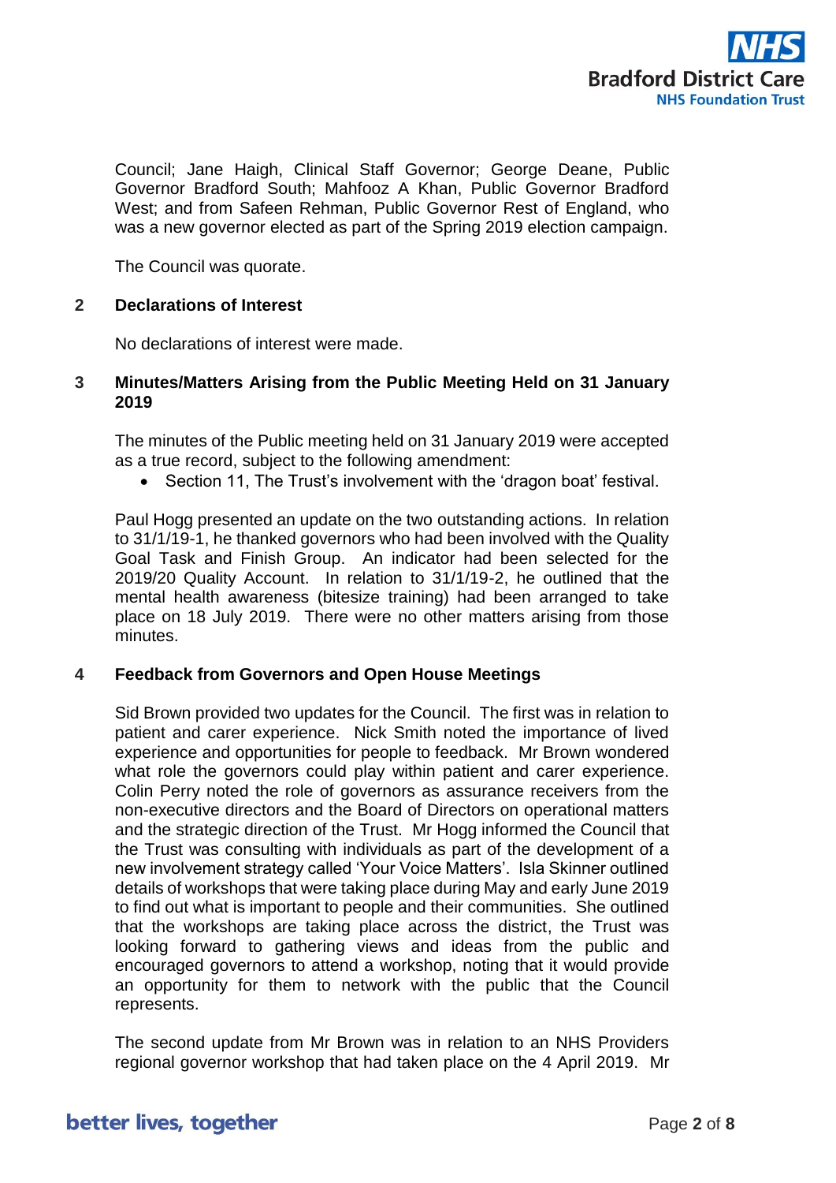Council; Jane Haigh, Clinical Staff Governor; George Deane, Public Governor Bradford South; Mahfooz A Khan, Public Governor Bradford West; and from Safeen Rehman, Public Governor Rest of England, who was a new governor elected as part of the Spring 2019 election campaign.

The Council was quorate.

## 2 Declarations of Interest

No declarations of interest were made.

## 3 Minutes/Matters Arising from the Public Meeting Held on 31 January 2019

The minutes of the Public meeting held on 31 January 2019 were accepted as a true record, subject to the following amendment:

- Section 11, The Trust's involvement with the 'dragon boat' festival.

Paul Hogg presented an update on the two outstanding actions. In relation to 31/1/19-1, he thanked governors who had been involved with the Quality Goal Task and Finish Group. An indicator had been selected for the 2019/20 Quality Account. In relation to 31/1/19-2, he outlined that the mental health awareness (bitesize training) had been arranged to take place on 18 July 2019. There were no other matters arising from those minutes.

## 4 Feedback from Governors and Open House Meetings

Sid Brown provided two updates for the Council. The first was in relation to patient and carer experience. Nick Smith noted the importance of lived experience and opportunities for people to feedback. Mr Brown wondered what role the governors could play within patient and carer experience. Colin Perry noted the role of governors as assurance receivers from the non-executive directors and the Board of Directors on operational matters and the strategic direction of the Trust. Mr Hogg informed the Council that the Trust was consulting with individuals as part of the development of a new involvement strategy called 'Your Voice Matters'. Isla Skinner outlined details of workshops that were taking place during May and early June 2019 to find out what is important to people and their communities. She outlined that the workshops are taking place across the district, the Trust was looking forward to gathering views and ideas from the public and encouraged governors to attend a workshop, noting that it would provide an opportunity for them to network with the public that the Council represents.

The second update from Mr Brown was in relation to an NHS Providers regional governor workshop that had taken place on the 4 April 2019. Mr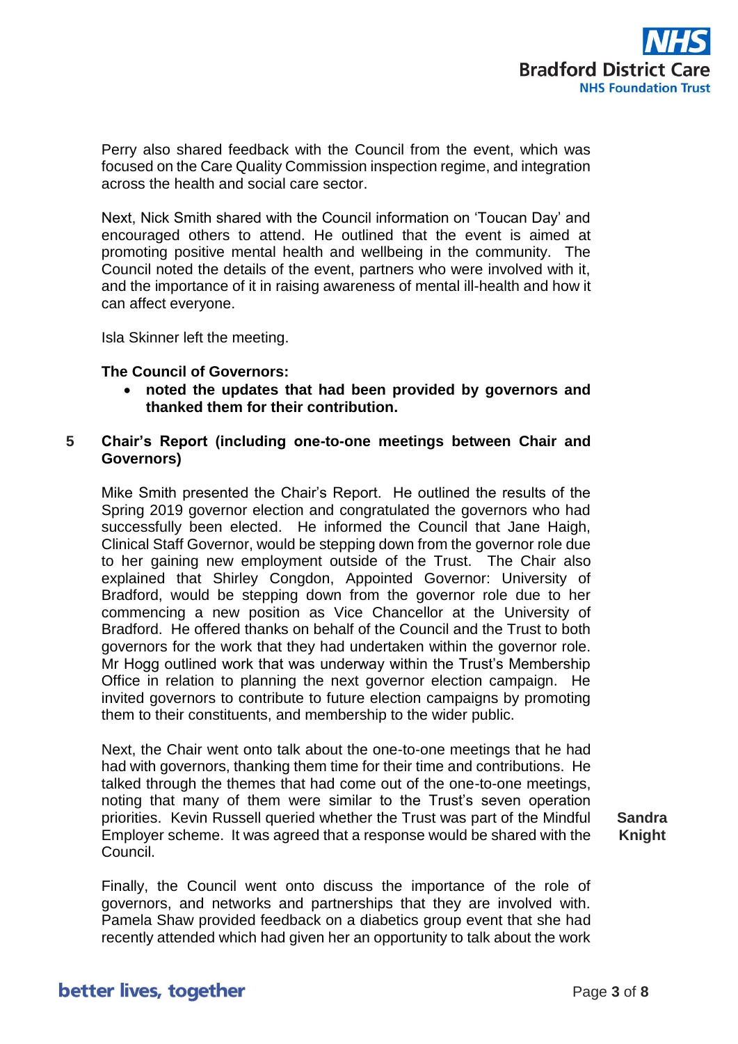Perry also shared feedback with the Council from the event, which was focused on the Care Quality Commission inspection regime, and integration across the health and social care sector.

Next, Nick Smith shared with the Council information on 'Toucan Day' and encouraged others to attend. He outlined that the event is aimed at promoting positive mental health and wellbeing in the community. The Council noted the details of the event, partners who were involved with it, and the importance of it in raising awareness of mental ill-health and how it can affect everyone.

Isla Skinner left the meeting.

**The Council of Governors:**

- **noted the updates that had been provided by governors and thanked them for their contribution.**

## 5 Chair's Report (including one-to-one meetings between Chair and Governors)

Mike Smith presented the Chair's Report. He outlined the results of the Spring 2019 governor election and congratulated the governors who had successfully been elected. He informed the Council that Jane Haigh, Clinical Staff Governor, would be stepping down from the governor role due to her gaining new employment outside of the Trust. The Chair also explained that Shirley Congdon, Appointed Governor: University of Bradford, would be stepping down from the governor role due to her commencing a new position as Vice Chancellor at the University of Bradford. He offered thanks on behalf of the Council and the Trust to both governors for the work that they had undertaken within the governor role. Mr Hogg outlined work that was underway within the Trust's Membership Office in relation to planning the next governor election campaign. He invited governors to contribute to future election campaigns by promoting them to their constituents, and membership to the wider public.

Next, the Chair went onto talk about the one-to-one meetings that he had had with governors, thanking them time for their time and contributions. He talked through the themes that had come out of the one-to-one meetings, noting that many of them were similar to the Trust's seven operation priorities. Kevin Russell queried whether the Trust was part of the Mindful Employer scheme. It was agreed that a response would be shared with the Council. **Sandra Knight**

Finally, the Council went onto discuss the importance of the role of governors, and networks and partnerships that they are involved with. Pamela Shaw provided feedback on a diabetics group event that she had recently attended which had given her an opportunity to talk about the work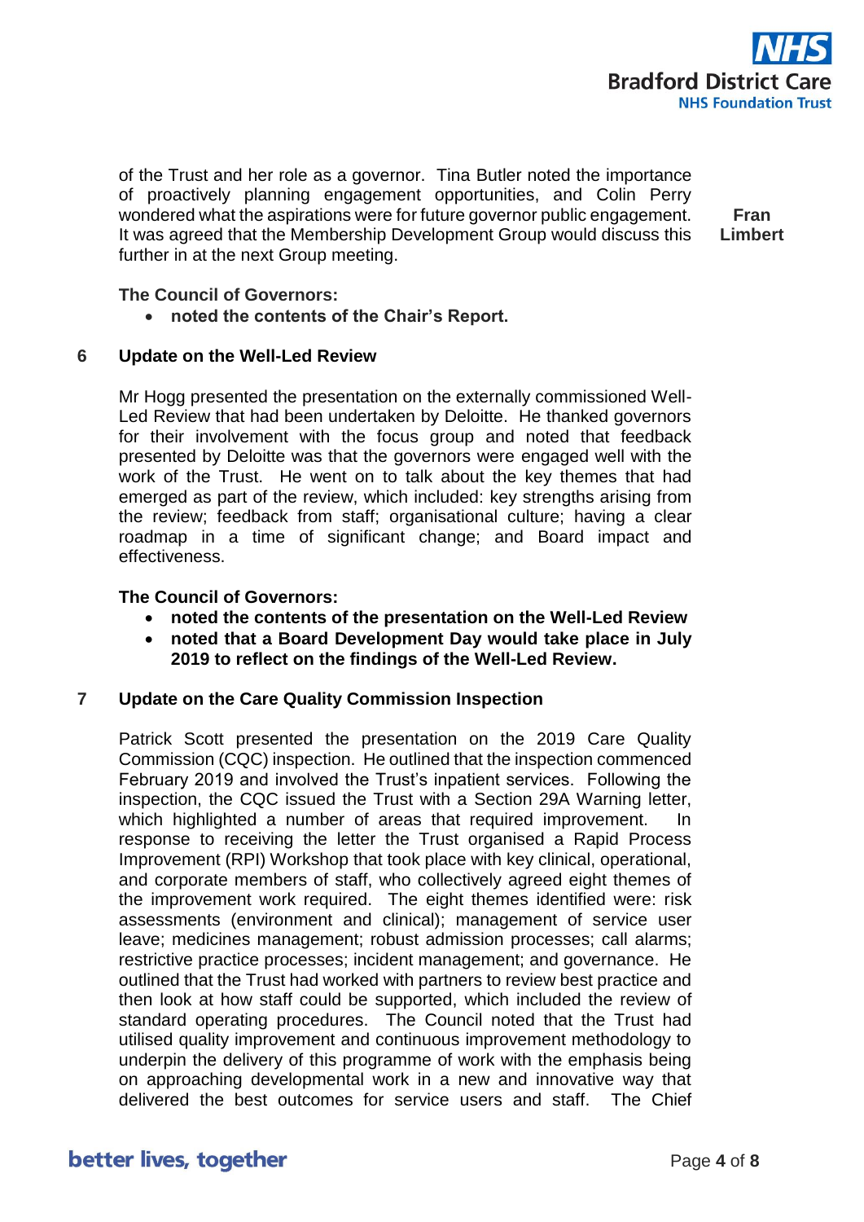of the Trust and her role as a governor. Tina Butler noted the importance of proactively planning engagement opportunities, and Colin Perry wondered what the aspirations were for future governor public engagement. It was agreed that the Membership Development Group would discuss this further in at the next Group meeting. **Fran Limbert**

**The Council of Governors:**

- **noted the contents of the Chair's Report.**

## 6 Update on the Well-Led Review

Mr Hogg presented the presentation on the externally commissioned Well-Led Review that had been undertaken by Deloitte. He thanked governors for their involvement with the focus group and noted that feedback presented by Deloitte was that the governors were engaged well with the work of the Trust. He went on to talk about the key themes that had emerged as part of the review, which included: key strengths arising from the review; feedback from staff; organisational culture; having a clear roadmap in a time of significant change; and Board impact and effectiveness.

**The Council of Governors:**

- **noted the contents of the presentation on the Well-Led Review**
- **noted that a Board Development Day would take place in July 2019 to reflect on the findings of the Well-Led Review.**

## 7 Update on the Care Quality Commission Inspection

Patrick Scott presented the presentation on the 2019 Care Quality Commission (CQC) inspection. He outlined that the inspection commenced February 2019 and involved the Trust's inpatient services. Following the inspection, the CQC issued the Trust with a Section 29A Warning letter, which highlighted a number of areas that required improvement. In response to receiving the letter the Trust organised a Rapid Process Improvement (RPI) Workshop that took place with key clinical, operational, and corporate members of staff, who collectively agreed eight themes of the improvement work required. The eight themes identified were: risk assessments (environment and clinical); management of service user leave; medicines management; robust admission processes; call alarms; restrictive practice processes; incident management; and governance. He outlined that the Trust had worked with partners to review best practice and then look at how staff could be supported, which included the review of standard operating procedures. The Council noted that the Trust had utilised quality improvement and continuous improvement methodology to underpin the delivery of this programme of work with the emphasis being on approaching developmental work in a new and innovative way that delivered the best outcomes for service users and staff. The Chief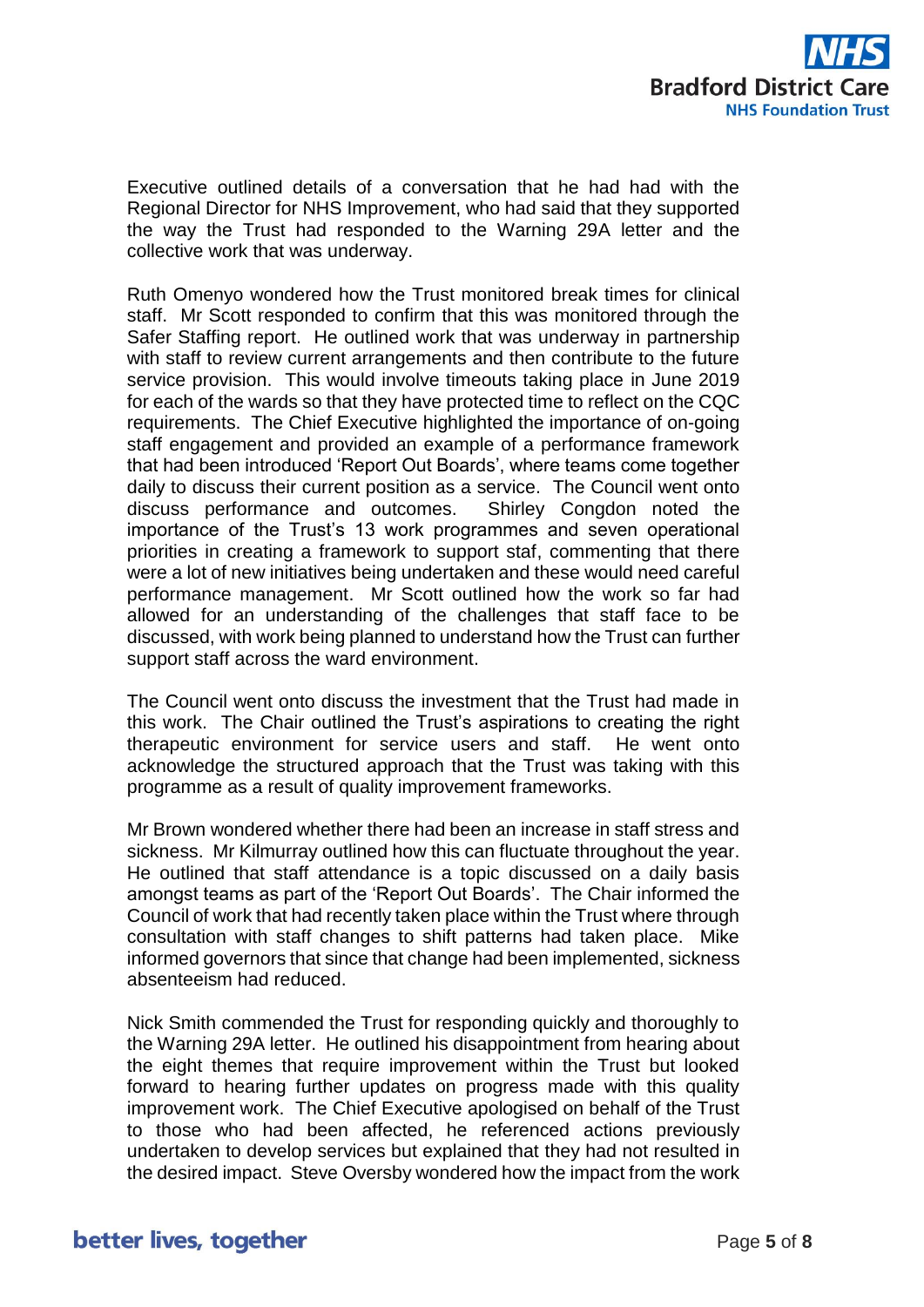Executive outlined details of a conversation that he had had with the Regional Director for NHS Improvement, who had said that they supported the way the Trust had responded to the Warning 29A letter and the collective work that was underway.

Ruth Omenyo wondered how the Trust monitored break times for clinical staff. Mr Scott responded to confirm that this was monitored through the Safer Staffing report. He outlined work that was underway in partnership with staff to review current arrangements and then contribute to the future service provision. This would involve timeouts taking place in June 2019 for each of the wards so that they have protected time to reflect on the CQC requirements. The Chief Executive highlighted the importance of on-going staff engagement and provided an example of a performance framework that had been introduced 'Report Out Boards', where teams come together daily to discuss their current position as a service. The Council went onto discuss performance and outcomes. Shirley Congdon noted the importance of the Trust's 13 work programmes and seven operational priorities in creating a framework to support staf, commenting that there were a lot of new initiatives being undertaken and these would need careful performance management. Mr Scott outlined how the work so far had allowed for an understanding of the challenges that staff face to be discussed, with work being planned to understand how the Trust can further support staff across the ward environment.

The Council went onto discuss the investment that the Trust had made in this work. The Chair outlined the Trust's aspirations to creating the right therapeutic environment for service users and staff. He went onto acknowledge the structured approach that the Trust was taking with this programme as a result of quality improvement frameworks.

Mr Brown wondered whether there had been an increase in staff stress and sickness. Mr Kilmurray outlined how this can fluctuate throughout the year. He outlined that staff attendance is a topic discussed on a daily basis amongst teams as part of the 'Report Out Boards'. The Chair informed the Council of work that had recently taken place within the Trust where through consultation with staff changes to shift patterns had taken place. Mike informed governors that since that change had been implemented, sickness absenteeism had reduced.

Nick Smith commended the Trust for responding quickly and thoroughly to the Warning 29A letter. He outlined his disappointment from hearing about the eight themes that require improvement within the Trust but looked forward to hearing further updates on progress made with this quality improvement work. The Chief Executive apologised on behalf of the Trust to those who had been affected, he referenced actions previously undertaken to develop services but explained that they had not resulted in the desired impact. Steve Oversby wondered how the impact from the work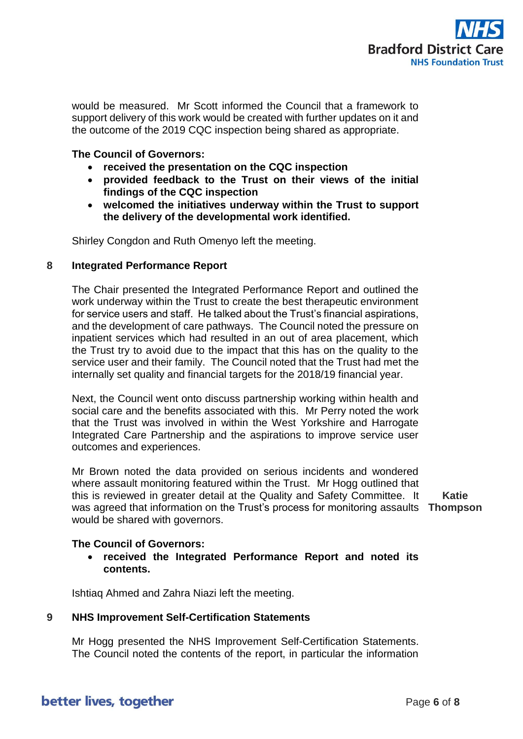would be measured. Mr Scott informed the Council that a framework to support delivery of this work would be created with further updates on it and the outcome of the 2019 CQC inspection being shared as appropriate.

**The Council of Governors:**

- **received the presentation on the CQC inspection**
- **provided feedback to the Trust on their views of the initial findings of the CQC inspection**
- **welcomed the initiatives underway within the Trust to support the delivery of the developmental work identified.**

Shirley Congdon and Ruth Omenyo left the meeting.

## 8 Integrated Performance Report

The Chair presented the Integrated Performance Report and outlined the work underway within the Trust to create the best therapeutic environment for service users and staff. He talked about the Trust's financial aspirations, and the development of care pathways. The Council noted the pressure on inpatient services which had resulted in an out of area placement, which the Trust try to avoid due to the impact that this has on the quality to the service user and their family. The Council noted that the Trust had met the internally set quality and financial targets for the 2018/19 financial year.

Next, the Council went onto discuss partnership working within health and social care and the benefits associated with this. Mr Perry noted the work that the Trust was involved in within the West Yorkshire and Harrogate Integrated Care Partnership and the aspirations to improve service user outcomes and experiences.

Mr Brown noted the data provided on serious incidents and wondered where assault monitoring featured within the Trust. Mr Hogg outlined that this is reviewed in greater detail at the Quality and Safety Committee. It was agreed that information on the Trust's process for monitoring assaults would be shared with governors. **Katie Thompson**

**The Council of Governors:**

- **received the Integrated Performance Report and noted its contents.**

Ishtiaq Ahmed and Zahra Niazi left the meeting.

## 9 NHS Improvement Self-Certification Statements

Mr Hogg presented the NHS Improvement Self-Certification Statements. The Council noted the contents of the report, in particular the information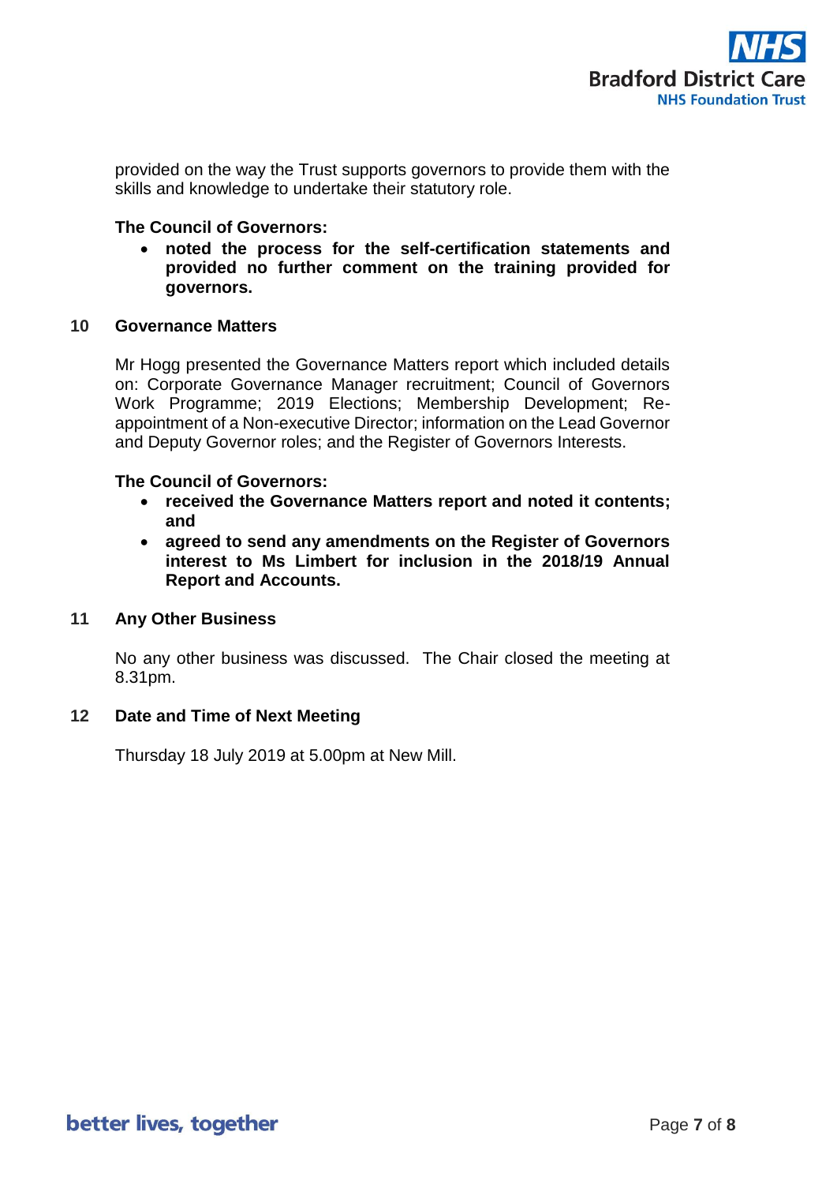provided on the way the Trust supports governors to provide them with the skills and knowledge to undertake their statutory role.

**The Council of Governors:**

- **noted the process for the self-certification statements and provided no further comment on the training provided for governors.**

## 10 Governance Matters

Mr Hogg presented the Governance Matters report which included details on: Corporate Governance Manager recruitment; Council of Governors Work Programme; 2019 Elections; Membership Development; Re-appointment of a Non-executive Director; information on the Lead Governor and Deputy Governor roles; and the Register of Governors Interests.

**The Council of Governors:**

- **received the Governance Matters report and noted it contents; and**
- **agreed to send any amendments on the Register of Governors interest to Ms Limbert for inclusion in the 2018/19 Annual Report and Accounts.**

## 11 Any Other Business

No any other business was discussed. The Chair closed the meeting at 8.31pm.

## 12 Date and Time of Next Meeting

Thursday 18 July 2019 at 5.00pm at New Mill.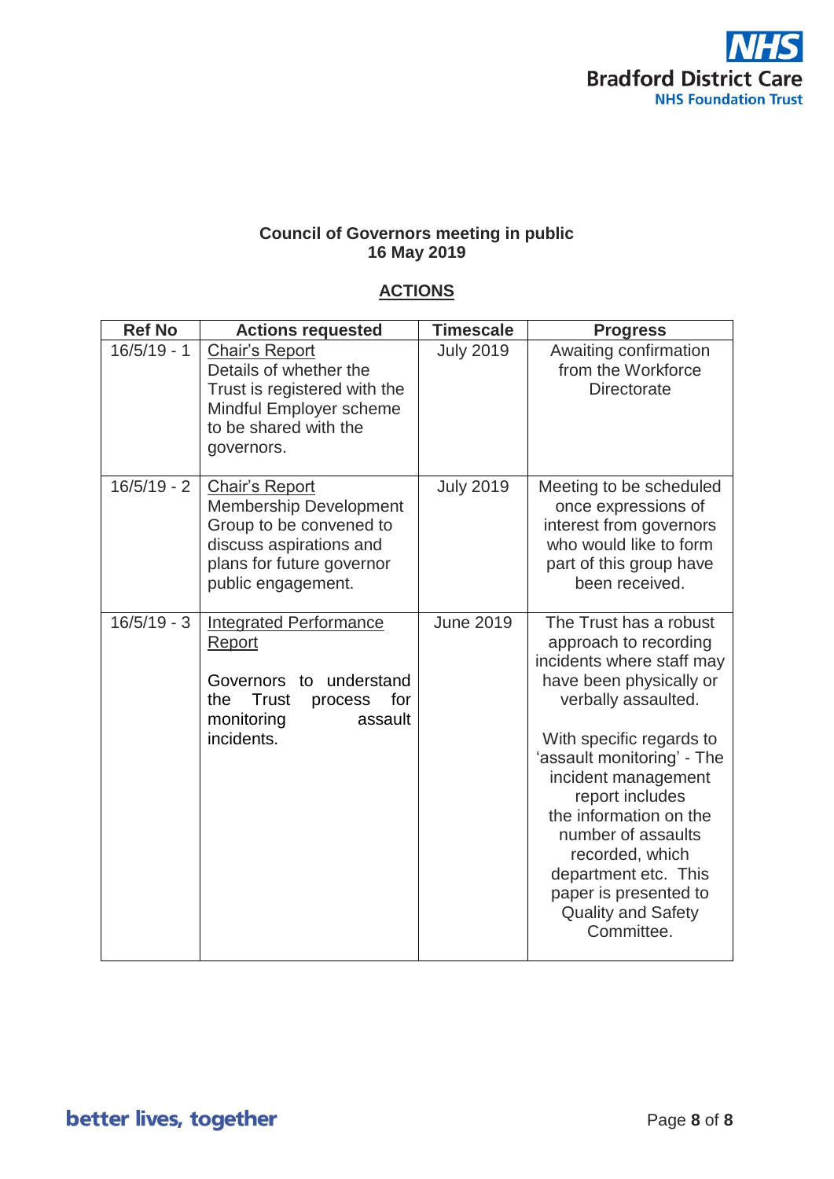**Council of Governors meeting in public**
**16 May 2019**

## ACTIONS

| Ref No | Actions requested | Timescale | Progress |
|---|---|---|---|
| 16/5/19 - 1 | Chair's Report<br>Details of whether the Trust is registered with the Mindful Employer scheme to be shared with the governors. | July 2019 | Awaiting confirmation from the Workforce Directorate |
| 16/5/19 - 2 | Chair's Report<br>Membership Development Group to be convened to discuss aspirations and plans for future governor public engagement. | July 2019 | Meeting to be scheduled once expressions of interest from governors who would like to form part of this group have been received. |
| 16/5/19 - 3 | Integrated Performance Report<br><br>Governors to understand the Trust process for monitoring assault incidents. | June 2019 | The Trust has a robust approach to recording incidents where staff may have been physically or verbally assaulted.<br><br>With specific regards to 'assault monitoring' - The incident management report includes the information on the number of assaults recorded, which department etc. This paper is presented to Quality and Safety Committee. |